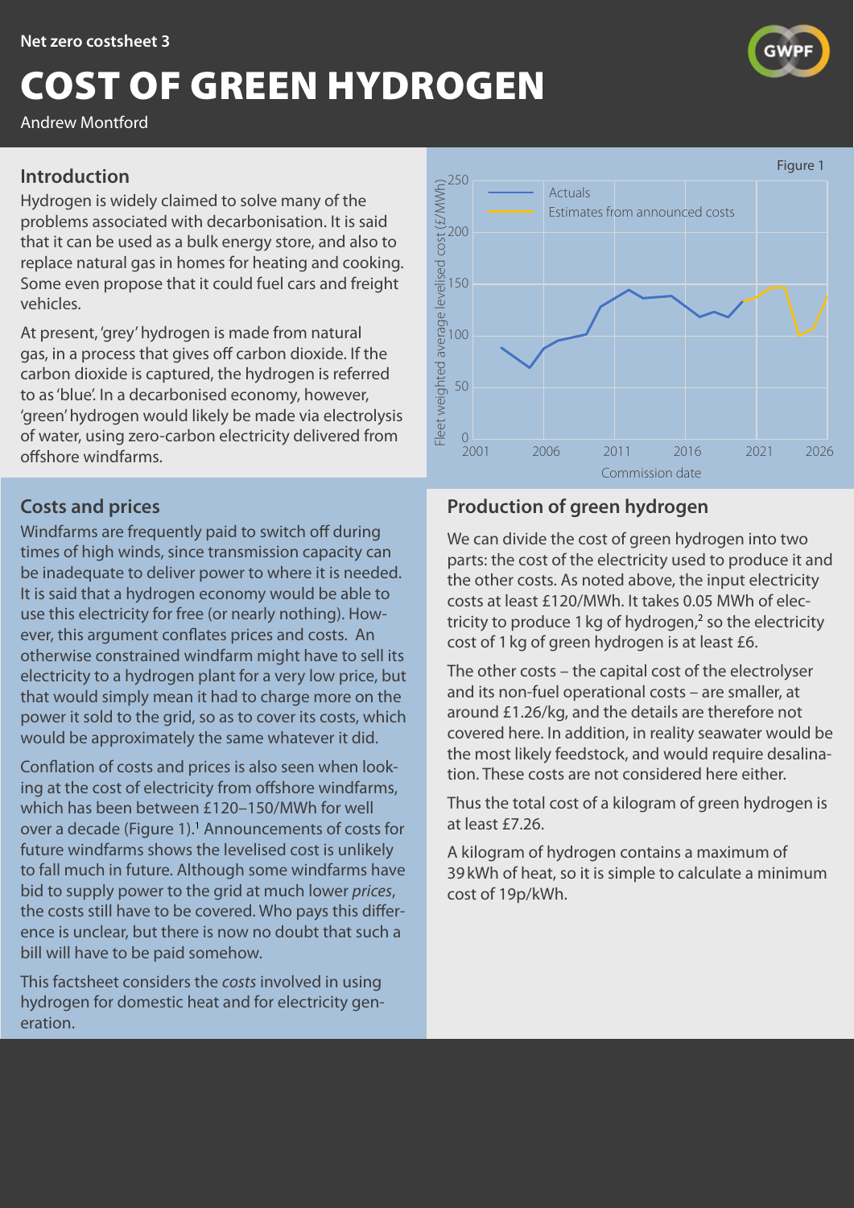Net zero costsheet 3

# COST OF GREEN HYDROGEN

Andrew Montford

## Introduction

Hydrogen is widely claimed to solve many of the problems associated with decarbonisation. It is said that it can be used as a bulk energy store, and also to replace natural gas in homes for heating and cooking. Some even propose that it could fuel cars and freight vehicles.

At present, 'grey' hydrogen is made from natural gas, in a process that gives off carbon dioxide. If the carbon dioxide is captured, the hydrogen is referred to as 'blue'. In a decarbonised economy, however, 'green' hydrogen would likely be made via electrolysis of water, using zero-carbon electricity delivered from offshore windfarms.

## Costs and prices

Windfarms are frequently paid to switch off during times of high winds, since transmission capacity can be inadequate to deliver power to where it is needed. It is said that a hydrogen economy would be able to use this electricity for free (or nearly nothing). However, this argument conflates prices and costs. An otherwise constrained windfarm might have to sell its electricity to a hydrogen plant for a very low price, but that would simply mean it had to charge more on the power it sold to the grid, so as to cover its costs, which would be approximately the same whatever it did.

Conflation of costs and prices is also seen when looking at the cost of electricity from offshore windfarms, which has been between £120–150/MWh for well over a decade (Figure 1).[1] Announcements of costs for future windfarms shows the levelised cost is unlikely to fall much in future. Although some windfarms have bid to supply power to the grid at much lower *prices*, the costs still have to be covered. Who pays this difference is unclear, but there is now no doubt that such a bill will have to be paid somehow.

This factsheet considers the *costs* involved in using hydrogen for domestic heat and for electricity generation.

Figure 1

## Production of green hydrogen

We can divide the cost of green hydrogen into two parts: the cost of the electricity used to produce it and the other costs. As noted above, the input electricity costs at least £120/MWh. It takes 0.05 MWh of electricity to produce 1 kg of hydrogen,[2] so the electricity cost of 1 kg of green hydrogen is at least £6.

The other costs – the capital cost of the electrolyser and its non-fuel operational costs – are smaller, at around £1.26/kg, and the details are therefore not covered here. In addition, in reality seawater would be the most likely feedstock, and would require desalination. These costs are not considered here either.

Thus the total cost of a kilogram of green hydrogen is at least £7.26.

A kilogram of hydrogen contains a maximum of 39 kWh of heat, so it is simple to calculate a minimum cost of 19p/kWh.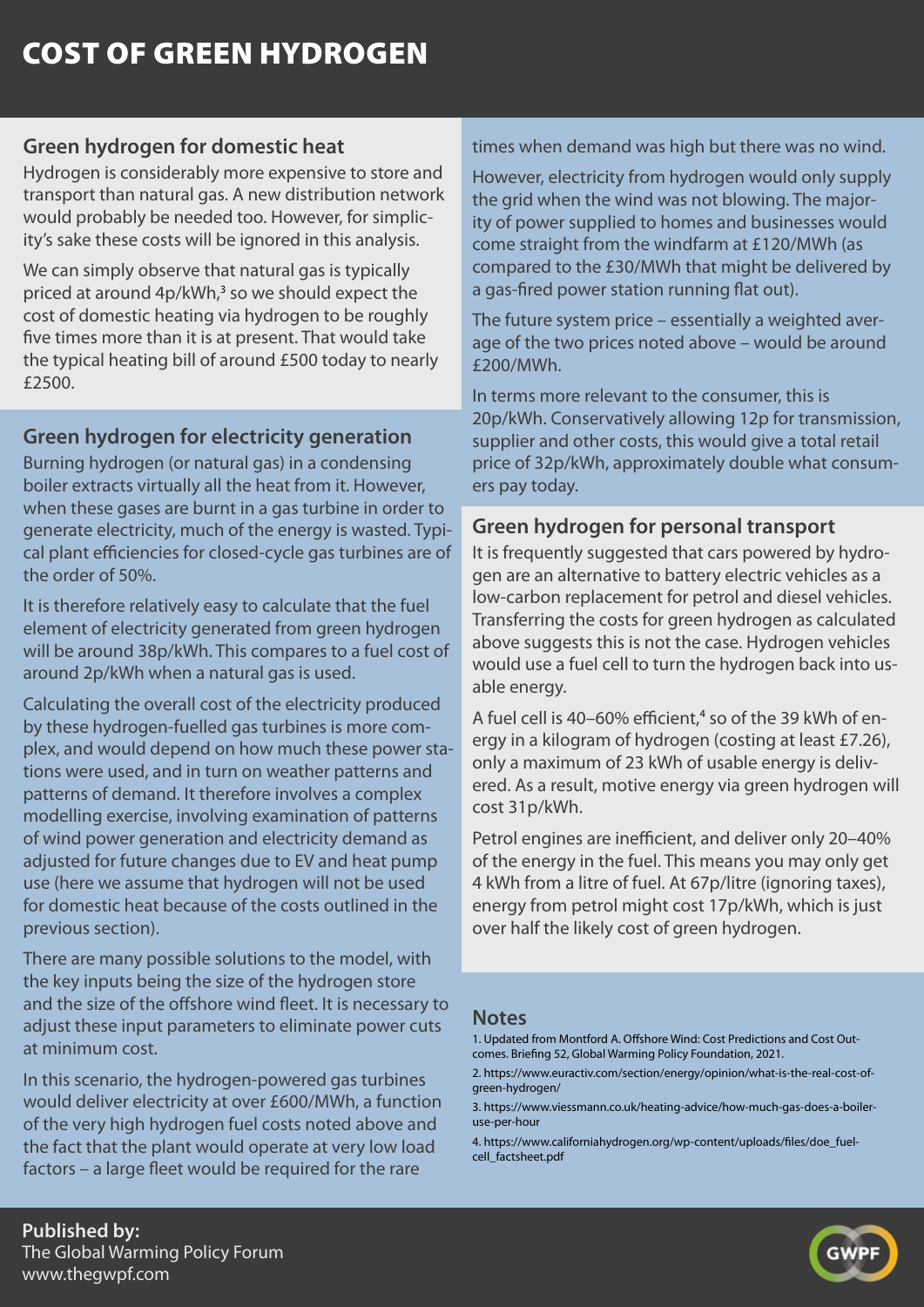# COST OF GREEN HYDROGEN

## Green hydrogen for domestic heat

Hydrogen is considerably more expensive to store and transport than natural gas. A new distribution network would probably be needed too. However, for simplicity's sake these costs will be ignored in this analysis.

We can simply observe that natural gas is typically priced at around 4p/kWh,[3] so we should expect the cost of domestic heating via hydrogen to be roughly five times more than it is at present. That would take the typical heating bill of around £500 today to nearly £2500.

## Green hydrogen for electricity generation

Burning hydrogen (or natural gas) in a condensing boiler extracts virtually all the heat from it. However, when these gases are burnt in a gas turbine in order to generate electricity, much of the energy is wasted. Typical plant efficiencies for closed-cycle gas turbines are of the order of 50%.

It is therefore relatively easy to calculate that the fuel element of electricity generated from green hydrogen will be around 38p/kWh. This compares to a fuel cost of around 2p/kWh when a natural gas is used.

Calculating the overall cost of the electricity produced by these hydrogen-fuelled gas turbines is more complex, and would depend on how much these power stations were used, and in turn on weather patterns and patterns of demand. It therefore involves a complex modelling exercise, involving examination of patterns of wind power generation and electricity demand as adjusted for future changes due to EV and heat pump use (here we assume that hydrogen will not be used for domestic heat because of the costs outlined in the previous section).

There are many possible solutions to the model, with the key inputs being the size of the hydrogen store and the size of the offshore wind fleet. It is necessary to adjust these input parameters to eliminate power cuts at minimum cost.

In this scenario, the hydrogen-powered gas turbines would deliver electricity at over £600/MWh, a function of the very high hydrogen fuel costs noted above and the fact that the plant would operate at very low load factors – a large fleet would be required for the rare times when demand was high but there was no wind.

However, electricity from hydrogen would only supply the grid when the wind was not blowing. The majority of power supplied to homes and businesses would come straight from the windfarm at £120/MWh (as compared to the £30/MWh that might be delivered by a gas-fired power station running flat out).

The future system price – essentially a weighted average of the two prices noted above – would be around £200/MWh.

In terms more relevant to the consumer, this is 20p/kWh. Conservatively allowing 12p for transmission, supplier and other costs, this would give a total retail price of 32p/kWh, approximately double what consumers pay today.

## Green hydrogen for personal transport

It is frequently suggested that cars powered by hydrogen are an alternative to battery electric vehicles as a low-carbon replacement for petrol and diesel vehicles. Transferring the costs for green hydrogen as calculated above suggests this is not the case. Hydrogen vehicles would use a fuel cell to turn the hydrogen back into usable energy.

A fuel cell is 40–60% efficient,[4] so of the 39 kWh of energy in a kilogram of hydrogen (costing at least £7.26), only a maximum of 23 kWh of usable energy is delivered. As a result, motive energy via green hydrogen will cost 31p/kWh.

Petrol engines are inefficient, and deliver only 20–40% of the energy in the fuel. This means you may only get 4 kWh from a litre of fuel. At 67p/litre (ignoring taxes), energy from petrol might cost 17p/kWh, which is just over half the likely cost of green hydrogen.

## Notes

1. Updated from Montford A. Offshore Wind: Cost Predictions and Cost Outcomes. Briefing 52, Global Warming Policy Foundation, 2021.
2. https://www.euractiv.com/section/energy/opinion/what-is-the-real-cost-of-green-hydrogen/
3. https://www.viessmann.co.uk/heating-advice/how-much-gas-does-a-boiler-use-per-hour
4. https://www.californiahydrogen.org/wp-content/uploads/files/doe_fuelcell_factsheet.pdf

**Published by:**
The Global Warming Policy Forum
www.thegwpf.com